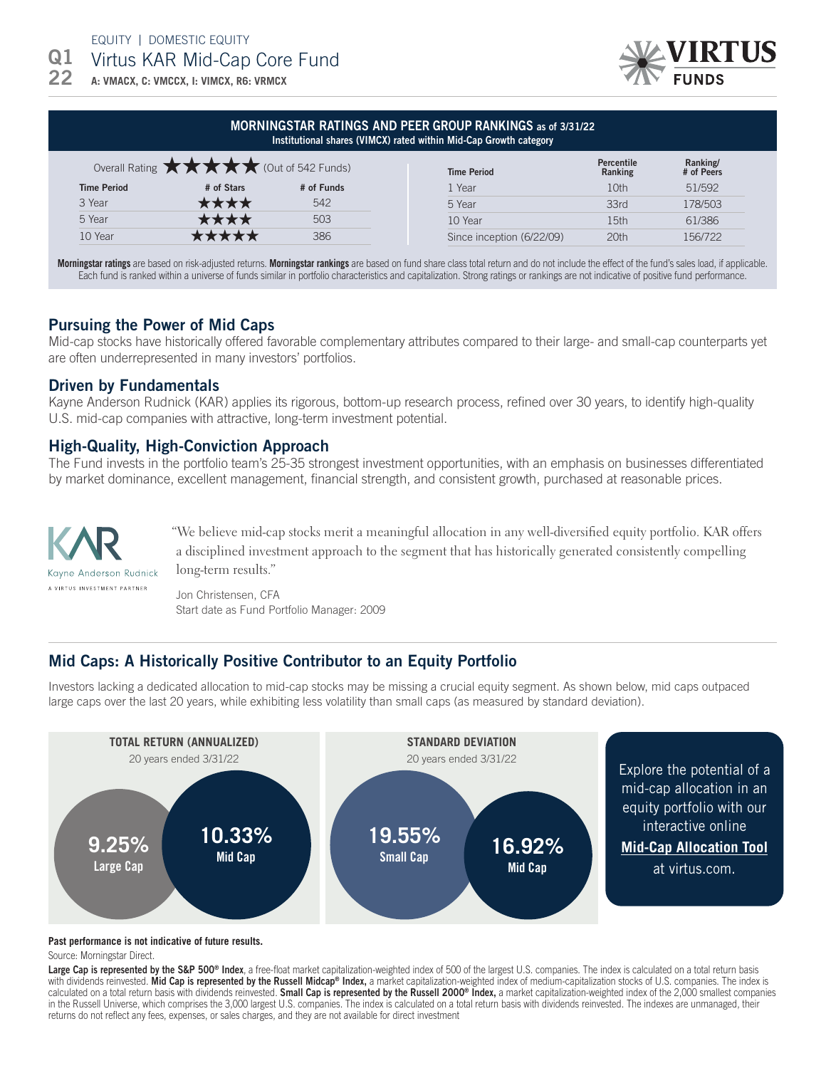EQUITY | DOMESTIC EQUITY

Q1 22

# Virtus KAR Mid-Cap Core Fund

**A: VMACX, C: VMCCX, I: VIMCX, R6: VRMCX**

VIRTUS FUNDS

## MORNINGSTAR RATINGS AND PEER GROUP RANKINGS as of 3/31/22

**Institutional shares (VIMCX) rated within Mid-Cap Growth category**

Overall Rating ★★★★★ (Out of 542 Funds)

| Time Period | # of Stars | # of Funds |
|---|---|---|
| 3 Year | ★★★★ | 542 |
| 5 Year | ★★★★ | 503 |
| 10 Year | ★★★★★ | 386 |

| Time Period | Percentile Ranking | Ranking/ # of Peers |
|---|---|---|
| 1 Year | 10th | 51/592 |
| 5 Year | 33rd | 178/503 |
| 10 Year | 15th | 61/386 |
| Since inception (6/22/09) | 20th | 156/722 |

**Morningstar ratings** are based on risk-adjusted returns. **Morningstar rankings** are based on fund share class total return and do not include the effect of the fund's sales load, if applicable. Each fund is ranked within a universe of funds similar in portfolio characteristics and capitalization. Strong ratings or rankings are not indicative of positive fund performance.

### Pursuing the Power of Mid Caps

Mid-cap stocks have historically offered favorable complementary attributes compared to their large- and small-cap counterparts yet are often underrepresented in many investors' portfolios.

### Driven by Fundamentals

Kayne Anderson Rudnick (KAR) applies its rigorous, bottom-up research process, refined over 30 years, to identify high-quality U.S. mid-cap companies with attractive, long-term investment potential.

### High-Quality, High-Conviction Approach

The Fund invests in the portfolio team's 25-35 strongest investment opportunities, with an emphasis on businesses differentiated by market dominance, excellent management, financial strength, and consistent growth, purchased at reasonable prices.

KAR Kayne Anderson Rudnick — A VIRTUS INVESTMENT PARTNER

"We believe mid-cap stocks merit a meaningful allocation in any well-diversified equity portfolio. KAR offers a disciplined investment approach to the segment that has historically generated consistently compelling long-term results."

Jon Christensen, CFA
Start date as Fund Portfolio Manager: 2009

## Mid Caps: A Historically Positive Contributor to an Equity Portfolio

Investors lacking a dedicated allocation to mid-cap stocks may be missing a crucial equity segment. As shown below, mid caps outpaced large caps over the last 20 years, while exhibiting less volatility than small caps (as measured by standard deviation).

**TOTAL RETURN (ANNUALIZED)**
20 years ended 3/31/22

- 9.25% Large Cap
- 10.33% Mid Cap

**STANDARD DEVIATION**
20 years ended 3/31/22

- 19.55% Small Cap
- 16.92% Mid Cap

Explore the potential of a mid-cap allocation in an equity portfolio with our interactive online **Mid-Cap Allocation Tool** at virtus.com.

**Past performance is not indicative of future results.**

Source: Morningstar Direct.

**Large Cap is represented by the S&P 500® Index**, a free-float market capitalization-weighted index of 500 of the largest U.S. companies. The index is calculated on a total return basis with dividends reinvested. **Mid Cap is represented by the Russell Midcap® Index,** a market capitalization-weighted index of medium-capitalization stocks of U.S. companies. The index is calculated on a total return basis with dividends reinvested. **Small Cap is represented by the Russell 2000® Index,** a market capitalization-weighted index of the 2,000 smallest companies in the Russell Universe, which comprises the 3,000 largest U.S. companies. The index is calculated on a total return basis with dividends reinvested. The indexes are unmanaged, their returns do not reflect any fees, expenses, or sales charges, and they are not available for direct investment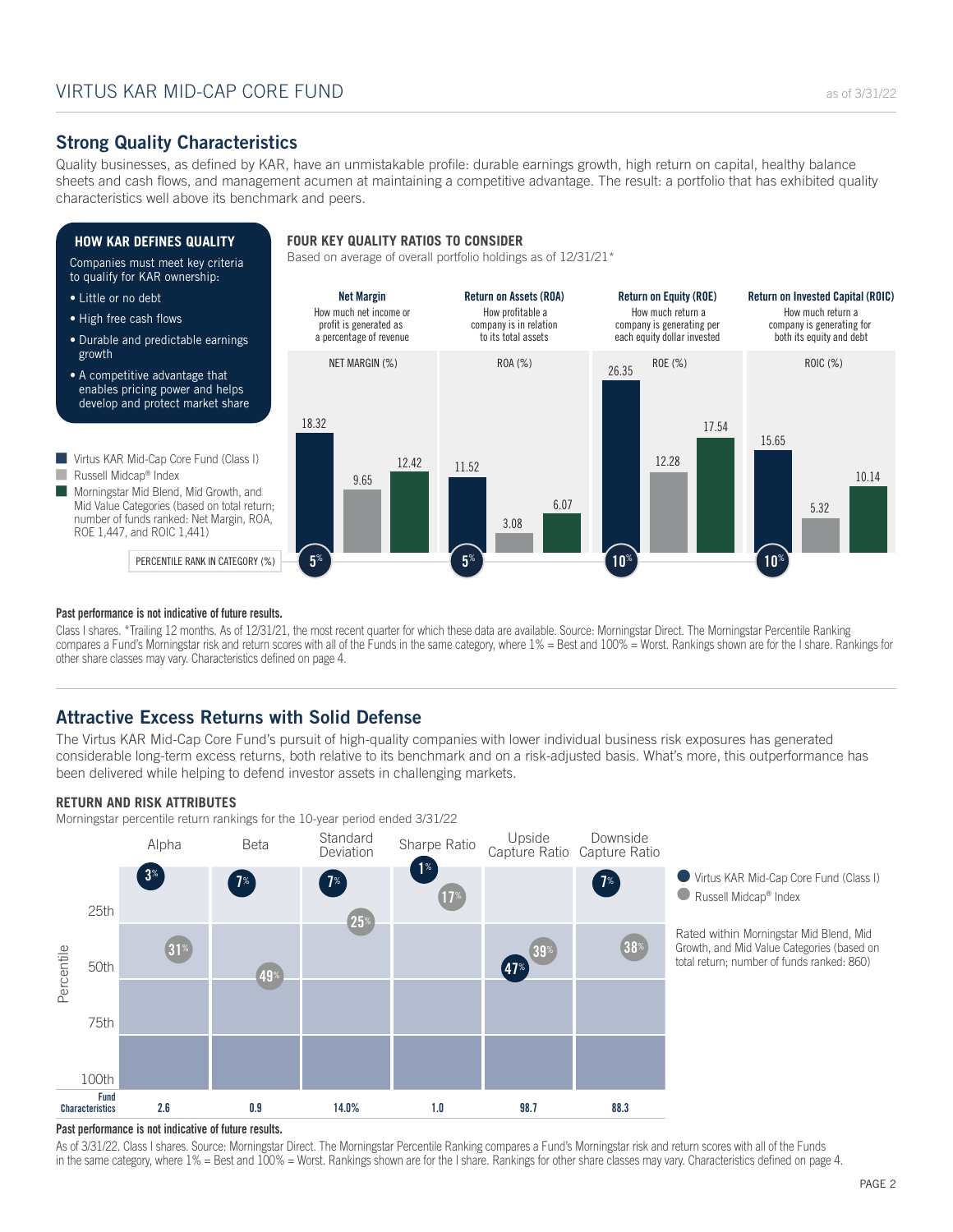# VIRTUS KAR MID-CAP CORE FUND

as of 3/31/22

## Strong Quality Characteristics

Quality businesses, as defined by KAR, have an unmistakable profile: durable earnings growth, high return on capital, healthy balance sheets and cash flows, and management acumen at maintaining a competitive advantage. The result: a portfolio that has exhibited quality characteristics well above its benchmark and peers.

### HOW KAR DEFINES QUALITY

Companies must meet key criteria to qualify for KAR ownership:

- Little or no debt
- High free cash flows
- Durable and predictable earnings growth
- A competitive advantage that enables pricing power and helps develop and protect market share

### FOUR KEY QUALITY RATIOS TO CONSIDER

Based on average of overall portfolio holdings as of 12/31/21*

- **Net Margin**: How much net income or profit is generated as a percentage of revenue
- **Return on Assets (ROA)**: How profitable a company is in relation to its total assets
- **Return on Equity (ROE)**: How much return a company is generating per each equity dollar invested
- **Return on Invested Capital (ROIC)**: How much return a company is generating for both its equity and debt

| | NET MARGIN (%) | ROA (%) | ROE (%) | ROIC (%) |
|---|---|---|---|---|
| Virtus KAR Mid-Cap Core Fund (Class I) | 18.32 | 11.52 | 26.35 | 15.65 |
| Russell Midcap® Index | 9.65 | 3.08 | 12.28 | 5.32 |
| Morningstar Mid Blend, Mid Growth, and Mid Value Categories (based on total return; number of funds ranked: Net Margin, ROA, ROE 1,447, and ROIC 1,441) | 12.42 | 6.07 | 17.54 | 10.14 |
| PERCENTILE RANK IN CATEGORY (%) | 5% | 5% | 10% | 10% |

**Past performance is not indicative of future results.**

Class I shares. *Trailing 12 months. As of 12/31/21, the most recent quarter for which these data are available. Source: Morningstar Direct. The Morningstar Percentile Ranking compares a Fund's Morningstar risk and return scores with all of the Funds in the same category, where 1% = Best and 100% = Worst. Rankings shown are for the I share. Rankings for other share classes may vary. Characteristics defined on page 4.

## Attractive Excess Returns with Solid Defense

The Virtus KAR Mid-Cap Core Fund's pursuit of high-quality companies with lower individual business risk exposures has generated considerable long-term excess returns, both relative to its benchmark and on a risk-adjusted basis. What's more, this outperformance has been delivered while helping to defend investor assets in challenging markets.

### RETURN AND RISK ATTRIBUTES

Morningstar percentile return rankings for the 10-year period ended 3/31/22

| | Alpha | Beta | Standard Deviation | Sharpe Ratio | Upside Capture Ratio | Downside Capture Ratio |
|---|---|---|---|---|---|---|
| Virtus KAR Mid-Cap Core Fund (Class I) | 3% | 7% | 7% | 1% | 47% | 7% |
| Russell Midcap® Index | 31% | 49% | 25% | 17% | 39% | 38% |
| Fund Characteristics | 2.6 | 0.9 | 14.0% | 1.0 | 98.7 | 88.3 |

Rated within Morningstar Mid Blend, Mid Growth, and Mid Value Categories (based on total return; number of funds ranked: 860)

**Past performance is not indicative of future results.**

As of 3/31/22. Class I shares. Source: Morningstar Direct. The Morningstar Percentile Ranking compares a Fund's Morningstar risk and return scores with all of the Funds in the same category, where 1% = Best and 100% = Worst. Rankings shown are for the I share. Rankings for other share classes may vary. Characteristics defined on page 4.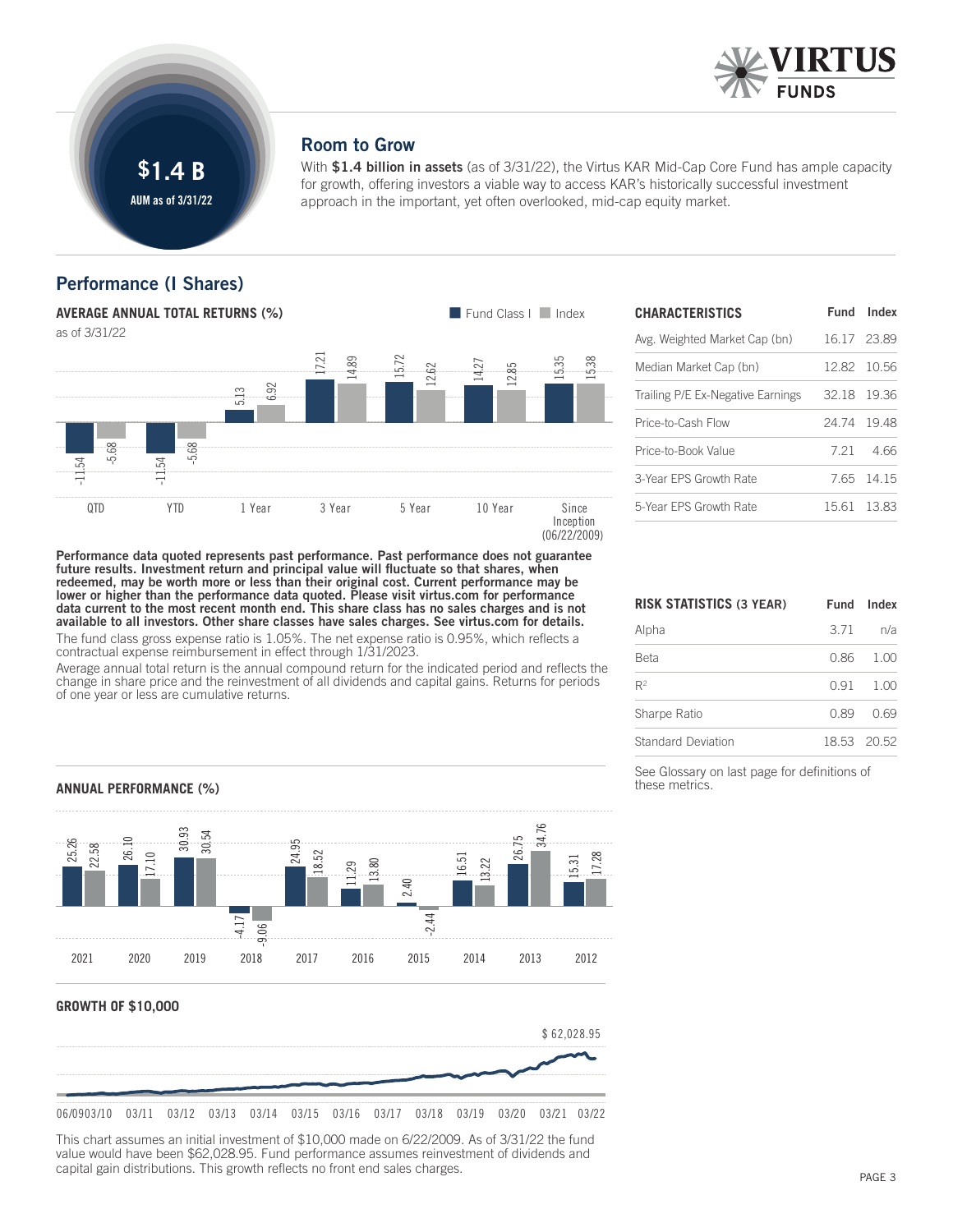## Room to Grow

**$1.4 B**

**AUM as of 3/31/22**

With **$1.4 billion in assets** (as of 3/31/22), the Virtus KAR Mid-Cap Core Fund has ample capacity for growth, offering investors a viable way to access KAR's historically successful investment approach in the important, yet often overlooked, mid-cap equity market.

## Performance (I Shares)

**AVERAGE ANNUAL TOTAL RETURNS (%)**

as of 3/31/22

| | QTD | YTD | 1 Year | 3 Year | 5 Year | 10 Year | Since Inception (06/22/2009) |
|---|---|---|---|---|---|---|---|
| Fund Class I | -11.54 | -11.54 | 5.13 | 17.21 | 15.72 | 14.27 | 15.35 |
| Index | -5.68 | -5.68 | 6.92 | 14.89 | 12.62 | 12.85 | 15.38 |

**Performance data quoted represents past performance. Past performance does not guarantee future results. Investment return and principal value will fluctuate so that shares, when redeemed, may be worth more or less than their original cost. Current performance may be lower or higher than the performance data quoted. Please visit virtus.com for performance data current to the most recent month end. This share class has no sales charges and is not available to all investors. Other share classes have sales charges. See virtus.com for details.**

The fund class gross expense ratio is 1.05%. The net expense ratio is 0.95%, which reflects a contractual expense reimbursement in effect through 1/31/2023.

Average annual total return is the annual compound return for the indicated period and reflects the change in share price and the reinvestment of all dividends and capital gains. Returns for periods of one year or less are cumulative returns.

| CHARACTERISTICS | Fund | Index |
|---|---|---|
| Avg. Weighted Market Cap (bn) | 16.17 | 23.89 |
| Median Market Cap (bn) | 12.82 | 10.56 |
| Trailing P/E Ex-Negative Earnings | 32.18 | 19.36 |
| Price-to-Cash Flow | 24.74 | 19.48 |
| Price-to-Book Value | 7.21 | 4.66 |
| 3-Year EPS Growth Rate | 7.65 | 14.15 |
| 5-Year EPS Growth Rate | 15.61 | 13.83 |

| RISK STATISTICS (3 YEAR) | Fund | Index |
|---|---|---|
| Alpha | 3.71 | n/a |
| Beta | 0.86 | 1.00 |
| $R^2$ | 0.91 | 1.00 |
| Sharpe Ratio | 0.89 | 0.69 |
| Standard Deviation | 18.53 | 20.52 |

See Glossary on last page for definitions of these metrics.

**ANNUAL PERFORMANCE (%)**

| | 2021 | 2020 | 2019 | 2018 | 2017 | 2016 | 2015 | 2014 | 2013 | 2012 |
|---|---|---|---|---|---|---|---|---|---|---|
| Fund Class I | 25.26 | 26.10 | 30.93 | -4.17 | 24.95 | 11.29 | 2.40 | 16.51 | 26.75 | 15.31 |
| Index | 22.58 | 17.10 | 30.54 | -9.06 | 18.52 | 13.80 | -2.44 | 13.22 | 34.76 | 17.28 |

**GROWTH OF $10,000**

$ 62,028.95

06/09 03/10 03/11 03/12 03/13 03/14 03/15 03/16 03/17 03/18 03/19 03/20 03/21 03/22

This chart assumes an initial investment of $10,000 made on 6/22/2009. As of 3/31/22 the fund value would have been $62,028.95. Fund performance assumes reinvestment of dividends and capital gain distributions. This growth reflects no front end sales charges.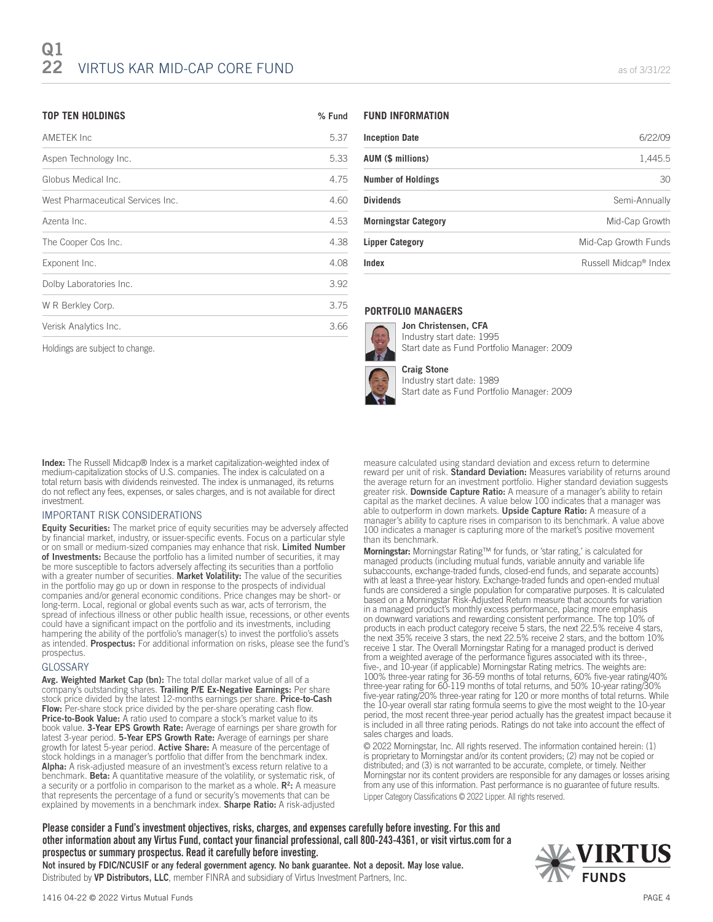## TOP TEN HOLDINGS

| TOP TEN HOLDINGS | % Fund |
| --- | --- |
| AMETEK Inc | 5.37 |
| Aspen Technology Inc. | 5.33 |
| Globus Medical Inc. | 4.75 |
| West Pharmaceutical Services Inc. | 4.60 |
| Azenta Inc. | 4.53 |
| The Cooper Cos Inc. | 4.38 |
| Exponent Inc. | 4.08 |
| Dolby Laboratories Inc. | 3.92 |
| W R Berkley Corp. | 3.75 |
| Verisk Analytics Inc. | 3.66 |

Holdings are subject to change.

## FUND INFORMATION

| | |
| --- | --- |
| **Inception Date** | 6/22/09 |
| **AUM ($ millions)** | 1,445.5 |
| **Number of Holdings** | 30 |
| **Dividends** | Semi-Annually |
| **Morningstar Category** | Mid-Cap Growth |
| **Lipper Category** | Mid-Cap Growth Funds |
| **Index** | Russell Midcap® Index |

## PORTFOLIO MANAGERS

**Jon Christensen, CFA**
Industry start date: 1995
Start date as Fund Portfolio Manager: 2009

**Craig Stone**
Industry start date: 1989
Start date as Fund Portfolio Manager: 2009

**Index:** The Russell Midcap® Index is a market capitalization-weighted index of medium-capitalization stocks of U.S. companies. The index is calculated on a total return basis with dividends reinvested. The index is unmanaged, its returns do not reflect any fees, expenses, or sales charges, and is not available for direct investment.

### IMPORTANT RISK CONSIDERATIONS

**Equity Securities:** The market price of equity securities may be adversely affected by financial market, industry, or issuer-specific events. Focus on a particular style or on small or medium-sized companies may enhance that risk. **Limited Number of Investments:** Because the portfolio has a limited number of securities, it may be more susceptible to factors adversely affecting its securities than a portfolio with a greater number of securities. **Market Volatility:** The value of the securities in the portfolio may go up or down in response to the prospects of individual companies and/or general economic conditions. Price changes may be short- or long-term. Local, regional or global events such as war, acts of terrorism, the spread of infectious illness or other public health issue, recessions, or other events could have a significant impact on the portfolio and its investments, including hampering the ability of the portfolio's manager(s) to invest the portfolio's assets as intended. **Prospectus:** For additional information on risks, please see the fund's prospectus.

### GLOSSARY

**Avg. Weighted Market Cap (bn):** The total dollar market value of all of a company's outstanding shares. **Trailing P/E Ex-Negative Earnings:** Per share stock price divided by the latest 12-months earnings per share. **Price-to-Cash Flow:** Per-share stock price divided by the per-share operating cash flow. **Price-to-Book Value:** A ratio used to compare a stock's market value to its book value. **3-Year EPS Growth Rate:** Average of earnings per share growth for latest 3-year period. **5-Year EPS Growth Rate:** Average of earnings per share growth for latest 5-year period. **Active Share:** A measure of the percentage of stock holdings in a manager's portfolio that differ from the benchmark index. **Alpha:** A risk-adjusted measure of an investment's excess return relative to a benchmark. **Beta:** A quantitative measure of the volatility, or systematic risk, of a security or a portfolio in comparison to the market as a whole. **$R^2$:** A measure that represents the percentage of a fund or security's movements that can be explained by movements in a benchmark index. **Sharpe Ratio:** A risk-adjusted measure calculated using standard deviation and excess return to determine reward per unit of risk. **Standard Deviation:** Measures variability of returns around the average return for an investment portfolio. Higher standard deviation suggests greater risk. **Downside Capture Ratio:** A measure of a manager's ability to retain capital as the market declines. A value below 100 indicates that a manager was able to outperform in down markets. **Upside Capture Ratio:** A measure of a manager's ability to capture rises in comparison to its benchmark. A value above 100 indicates a manager is capturing more of the market's positive movement than its benchmark.

**Morningstar:** Morningstar Rating™ for funds, or 'star rating,' is calculated for managed products (including mutual funds, variable annuity and variable life subaccounts, exchange-traded funds, closed-end funds, and separate accounts) with at least a three-year history. Exchange-traded funds and open-ended mutual funds are considered a single population for comparative purposes. It is calculated based on a Morningstar Risk-Adjusted Return measure that accounts for variation in a managed product's monthly excess performance, placing more emphasis on downward variations and rewarding consistent performance. The top 10% of products in each product category receive 5 stars, the next 22.5% receive 4 stars, the next 35% receive 3 stars, the next 22.5% receive 2 stars, and the bottom 10% receive 1 star. The Overall Morningstar Rating for a managed product is derived from a weighted average of the performance figures associated with its three-, five-, and 10-year (if applicable) Morningstar Rating metrics. The weights are: 100% three-year rating for 36-59 months of total returns, 60% five-year rating/40% three-year rating for 60-119 months of total returns, and 50% 10-year rating/30% five-year rating/20% three-year rating for 120 or more months of total returns. While the 10-year overall star rating formula seems to give the most weight to the 10-year period, the most recent three-year period actually has the greatest impact because it is included in all three rating periods. Ratings do not take into account the effect of sales charges and loads.

© 2022 Morningstar, Inc. All rights reserved. The information contained herein: (1) is proprietary to Morningstar and/or its content providers; (2) may not be copied or distributed; and (3) is not warranted to be accurate, complete, or timely. Neither Morningstar nor its content providers are responsible for any damages or losses arising from any use of this information. Past performance is no guarantee of future results.

Lipper Category Classifications © 2022 Lipper. All rights reserved.

**Please consider a Fund's investment objectives, risks, charges, and expenses carefully before investing. For this and other information about any Virtus Fund, contact your financial professional, call 800-243-4361, or visit virtus.com for a prospectus or summary prospectus. Read it carefully before investing.**

**Not insured by FDIC/NCUSIF or any federal government agency. No bank guarantee. Not a deposit. May lose value.**

Distributed by **VP Distributors, LLC**, member FINRA and subsidiary of Virtus Investment Partners, Inc.

1416 04-22 © 2022 Virtus Mutual Funds